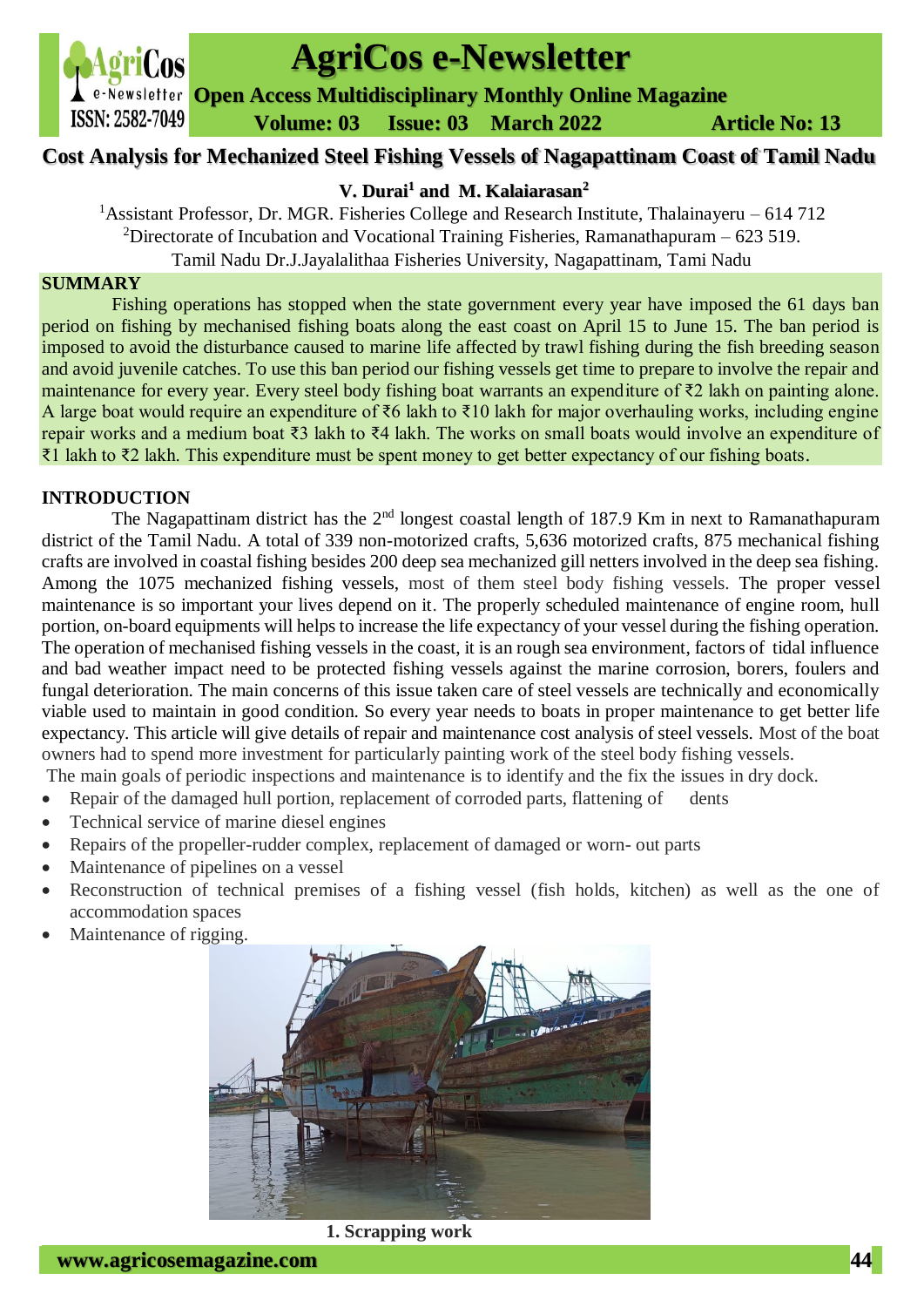# Cost Analysis for Mechanized Steel Fishing Vessels of Nagapattinam Coast of Tamil Nadu

**V. Durai[1] and M. Kalaiarasan[2]**

[1]Assistant Professor, Dr. MGR. Fisheries College and Research Institute, Thalainayeru – 614 712

[2]Directorate of Incubation and Vocational Training Fisheries, Ramanathapuram – 623 519.

Tamil Nadu Dr.J.Jayalalithaa Fisheries University, Nagapattinam, Tami Nadu

## SUMMARY

Fishing operations has stopped when the state government every year have imposed the 61 days ban period on fishing by mechanised fishing boats along the east coast on April 15 to June 15. The ban period is imposed to avoid the disturbance caused to marine life affected by trawl fishing during the fish breeding season and avoid juvenile catches. To use this ban period our fishing vessels get time to prepare to involve the repair and maintenance for every year. Every steel body fishing boat warrants an expenditure of ₹2 lakh on painting alone. A large boat would require an expenditure of ₹6 lakh to ₹10 lakh for major overhauling works, including engine repair works and a medium boat ₹3 lakh to ₹4 lakh. The works on small boats would involve an expenditure of ₹1 lakh to ₹2 lakh. This expenditure must be spent money to get better expectancy of our fishing boats.

## INTRODUCTION

The Nagapattinam district has the 2nd longest coastal length of 187.9 Km in next to Ramanathapuram district of the Tamil Nadu. A total of 339 non-motorized crafts, 5,636 motorized crafts, 875 mechanical fishing crafts are involved in coastal fishing besides 200 deep sea mechanized gill netters involved in the deep sea fishing. Among the 1075 mechanized fishing vessels, most of them steel body fishing vessels. The proper vessel maintenance is so important your lives depend on it. The properly scheduled maintenance of engine room, hull portion, on-board equipments will helps to increase the life expectancy of your vessel during the fishing operation. The operation of mechanised fishing vessels in the coast, it is an rough sea environment, factors of tidal influence and bad weather impact need to be protected fishing vessels against the marine corrosion, borers, foulers and fungal deterioration. The main concerns of this issue taken care of steel vessels are technically and economically viable used to maintain in good condition. So every year needs to boats in proper maintenance to get better life expectancy. This article will give details of repair and maintenance cost analysis of steel vessels. Most of the boat owners had to spend more investment for particularly painting work of the steel body fishing vessels.

The main goals of periodic inspections and maintenance is to identify and the fix the issues in dry dock.

- Repair of the damaged hull portion, replacement of corroded parts, flattening of dents
- Technical service of marine diesel engines
- Repairs of the propeller-rudder complex, replacement of damaged or worn- out parts
- Maintenance of pipelines on a vessel
- Reconstruction of technical premises of a fishing vessel (fish holds, kitchen) as well as the one of accommodation spaces
- Maintenance of rigging.

**1. Scrapping work**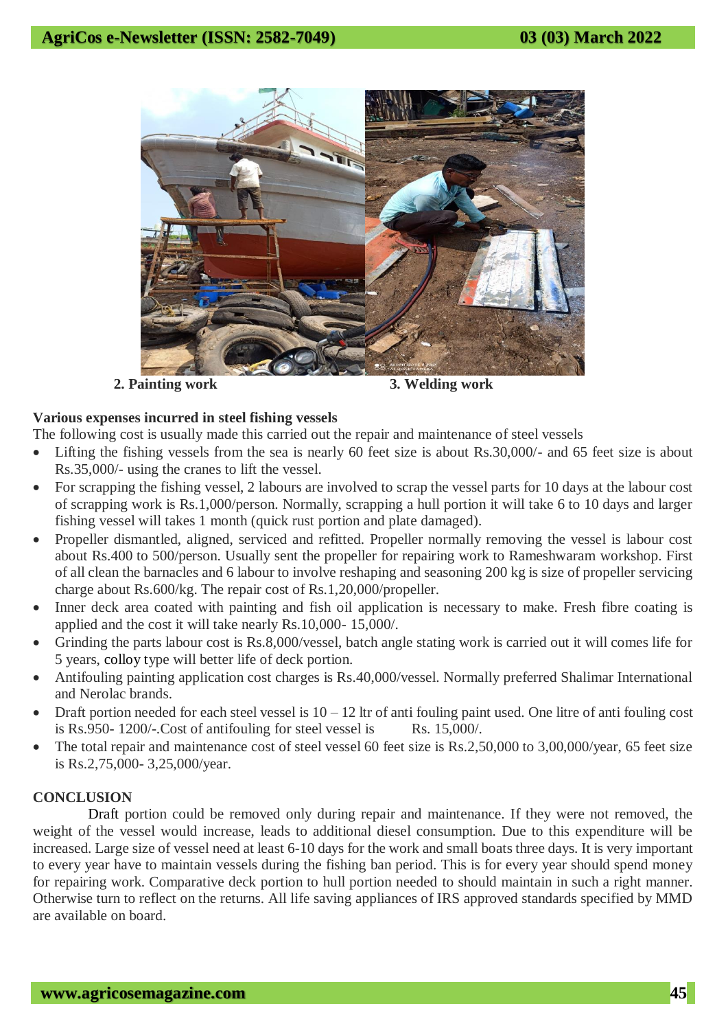2. Painting work 3. Welding work

**Various expenses incurred in steel fishing vessels**

The following cost is usually made this carried out the repair and maintenance of steel vessels

- Lifting the fishing vessels from the sea is nearly 60 feet size is about Rs.30,000/- and 65 feet size is about Rs.35,000/- using the cranes to lift the vessel.
- For scrapping the fishing vessel, 2 labours are involved to scrap the vessel parts for 10 days at the labour cost of scrapping work is Rs.1,000/person. Normally, scrapping a hull portion it will take 6 to 10 days and larger fishing vessel will takes 1 month (quick rust portion and plate damaged).
- Propeller dismantled, aligned, serviced and refitted. Propeller normally removing the vessel is labour cost about Rs.400 to 500/person. Usually sent the propeller for repairing work to Rameshwaram workshop. First of all clean the barnacles and 6 labour to involve reshaping and seasoning 200 kg is size of propeller servicing charge about Rs.600/kg. The repair cost of Rs.1,20,000/propeller.
- Inner deck area coated with painting and fish oil application is necessary to make. Fresh fibre coating is applied and the cost it will take nearly Rs.10,000- 15,000/.
- Grinding the parts labour cost is Rs.8,000/vessel, batch angle stating work is carried out it will comes life for 5 years, colloy type will better life of deck portion.
- Antifouling painting application cost charges is Rs.40,000/vessel. Normally preferred Shalimar International and Nerolac brands.
- Draft portion needed for each steel vessel is 10 – 12 ltr of anti fouling paint used. One litre of anti fouling cost is Rs.950- 1200/-.Cost of antifouling for steel vessel is Rs. 15,000/.
- The total repair and maintenance cost of steel vessel 60 feet size is Rs.2,50,000 to 3,00,000/year, 65 feet size is Rs.2,75,000- 3,25,000/year.

**CONCLUSION**

Draft portion could be removed only during repair and maintenance. If they were not removed, the weight of the vessel would increase, leads to additional diesel consumption. Due to this expenditure will be increased. Large size of vessel need at least 6-10 days for the work and small boats three days. It is very important to every year have to maintain vessels during the fishing ban period. This is for every year should spend money for repairing work. Comparative deck portion to hull portion needed to should maintain in such a right manner. Otherwise turn to reflect on the returns. All life saving appliances of IRS approved standards specified by MMD are available on board.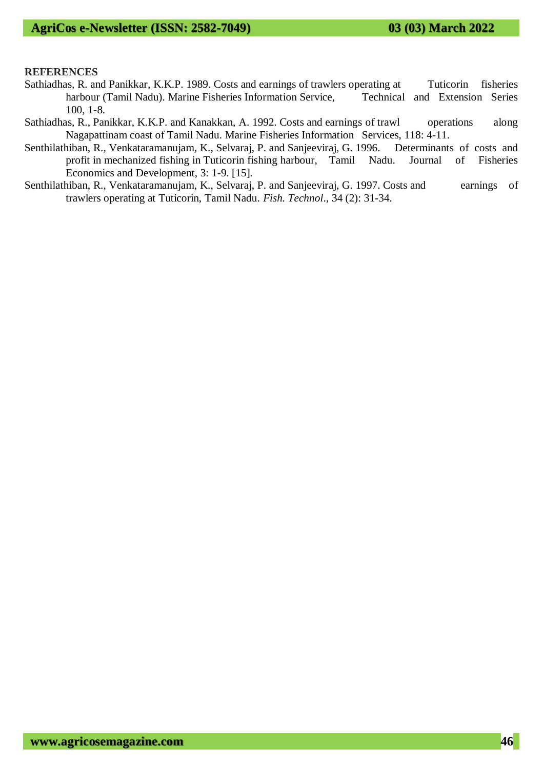## REFERENCES

Sathiadhas, R. and Panikkar, K.K.P. 1989. Costs and earnings of trawlers operating at Tuticorin fisheries harbour (Tamil Nadu). Marine Fisheries Information Service, Technical and Extension Series 100, 1-8.

Sathiadhas, R., Panikkar, K.K.P. and Kanakkan, A. 1992. Costs and earnings of trawl operations along Nagapattinam coast of Tamil Nadu. Marine Fisheries Information Services, 118: 4-11.

Senthilathiban, R., Venkataramanujam, K., Selvaraj, P. and Sanjeeviraj, G. 1996. Determinants of costs and profit in mechanized fishing in Tuticorin fishing harbour, Tamil Nadu. Journal of Fisheries Economics and Development, 3: 1-9. [15].

Senthilathiban, R., Venkataramanujam, K., Selvaraj, P. and Sanjeeviraj, G. 1997. Costs and earnings of trawlers operating at Tuticorin, Tamil Nadu. *Fish. Technol*., 34 (2): 31-34.